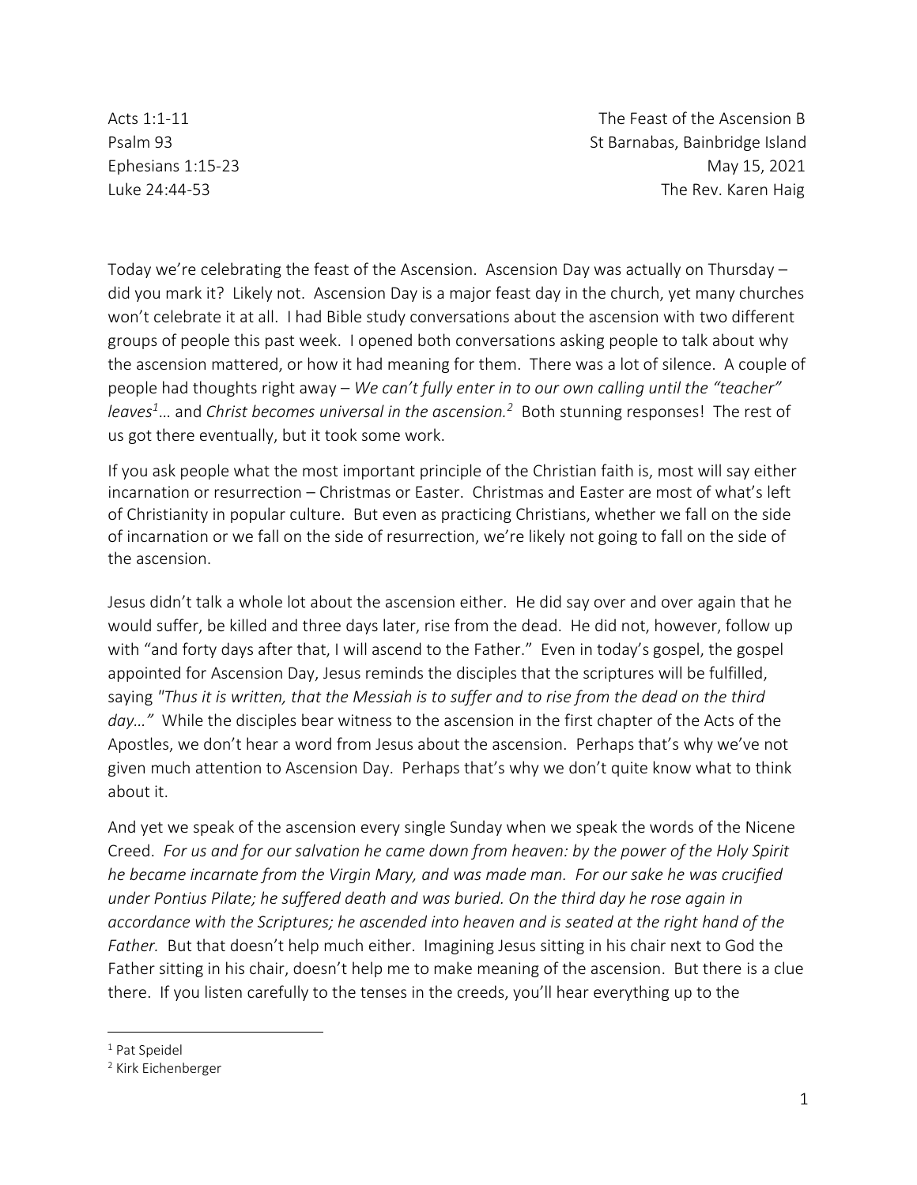Acts 1:1-11
Psalm 93
Ephesians 1:15-23
Luke 24:44-53

The Feast of the Ascension B
St Barnabas, Bainbridge Island
May 15, 2021
The Rev. Karen Haig

Today we're celebrating the feast of the Ascension. Ascension Day was actually on Thursday – did you mark it? Likely not. Ascension Day is a major feast day in the church, yet many churches won't celebrate it at all. I had Bible study conversations about the ascension with two different groups of people this past week. I opened both conversations asking people to talk about why the ascension mattered, or how it had meaning for them. There was a lot of silence. A couple of people had thoughts right away – *We can't fully enter in to our own calling until the "teacher" leaves*[1]… and *Christ becomes universal in the ascension.*[2] Both stunning responses! The rest of us got there eventually, but it took some work.

If you ask people what the most important principle of the Christian faith is, most will say either incarnation or resurrection – Christmas or Easter. Christmas and Easter are most of what's left of Christianity in popular culture. But even as practicing Christians, whether we fall on the side of incarnation or we fall on the side of resurrection, we're likely not going to fall on the side of the ascension.

Jesus didn't talk a whole lot about the ascension either. He did say over and over again that he would suffer, be killed and three days later, rise from the dead. He did not, however, follow up with "and forty days after that, I will ascend to the Father." Even in today's gospel, the gospel appointed for Ascension Day, Jesus reminds the disciples that the scriptures will be fulfilled, saying *"Thus it is written, that the Messiah is to suffer and to rise from the dead on the third day…"* While the disciples bear witness to the ascension in the first chapter of the Acts of the Apostles, we don't hear a word from Jesus about the ascension. Perhaps that's why we've not given much attention to Ascension Day. Perhaps that's why we don't quite know what to think about it.

And yet we speak of the ascension every single Sunday when we speak the words of the Nicene Creed. *For us and for our salvation he came down from heaven: by the power of the Holy Spirit he became incarnate from the Virgin Mary, and was made man. For our sake he was crucified under Pontius Pilate; he suffered death and was buried. On the third day he rose again in accordance with the Scriptures; he ascended into heaven and is seated at the right hand of the Father.* But that doesn't help much either. Imagining Jesus sitting in his chair next to God the Father sitting in his chair, doesn't help me to make meaning of the ascension. But there is a clue there. If you listen carefully to the tenses in the creeds, you'll hear everything up to the

---

[1] Pat Speidel

[2] Kirk Eichenberger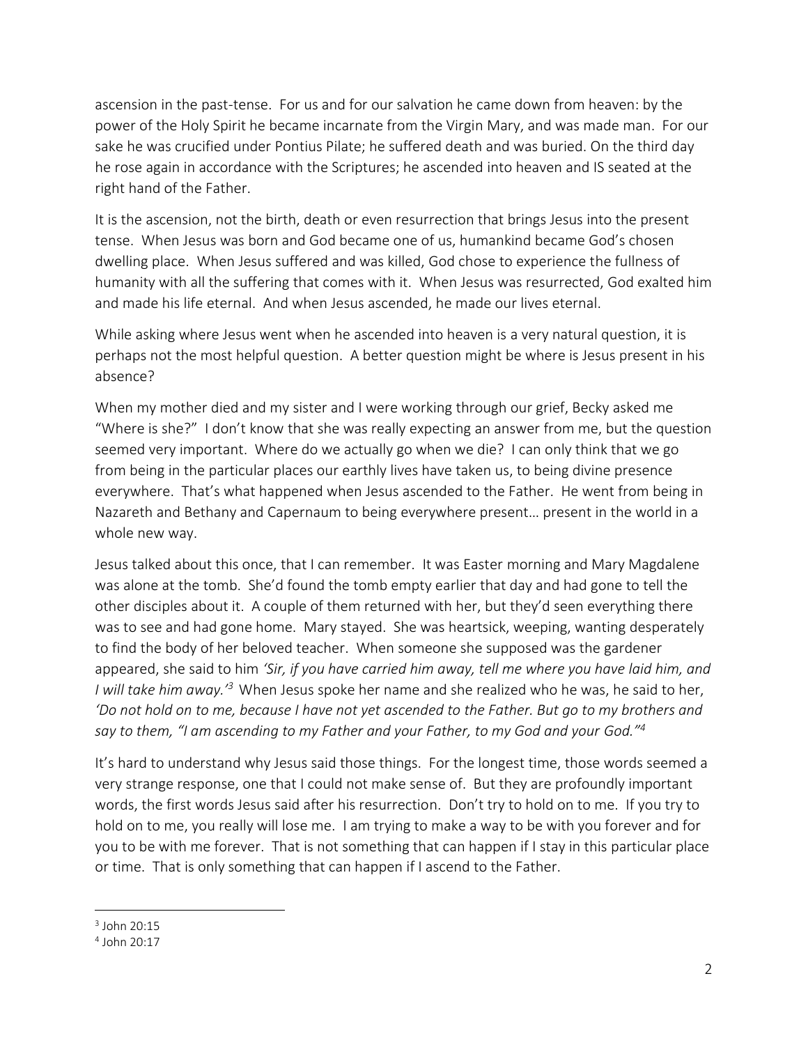ascension in the past-tense. For us and for our salvation he came down from heaven: by the power of the Holy Spirit he became incarnate from the Virgin Mary, and was made man. For our sake he was crucified under Pontius Pilate; he suffered death and was buried. On the third day he rose again in accordance with the Scriptures; he ascended into heaven and IS seated at the right hand of the Father.

It is the ascension, not the birth, death or even resurrection that brings Jesus into the present tense. When Jesus was born and God became one of us, humankind became God's chosen dwelling place. When Jesus suffered and was killed, God chose to experience the fullness of humanity with all the suffering that comes with it. When Jesus was resurrected, God exalted him and made his life eternal. And when Jesus ascended, he made our lives eternal.

While asking where Jesus went when he ascended into heaven is a very natural question, it is perhaps not the most helpful question. A better question might be where is Jesus present in his absence?

When my mother died and my sister and I were working through our grief, Becky asked me "Where is she?" I don't know that she was really expecting an answer from me, but the question seemed very important. Where do we actually go when we die? I can only think that we go from being in the particular places our earthly lives have taken us, to being divine presence everywhere. That's what happened when Jesus ascended to the Father. He went from being in Nazareth and Bethany and Capernaum to being everywhere present… present in the world in a whole new way.

Jesus talked about this once, that I can remember. It was Easter morning and Mary Magdalene was alone at the tomb. She'd found the tomb empty earlier that day and had gone to tell the other disciples about it. A couple of them returned with her, but they'd seen everything there was to see and had gone home. Mary stayed. She was heartsick, weeping, wanting desperately to find the body of her beloved teacher. When someone she supposed was the gardener appeared, she said to him *'Sir, if you have carried him away, tell me where you have laid him, and I will take him away.'*[3] When Jesus spoke her name and she realized who he was, he said to her, *'Do not hold on to me, because I have not yet ascended to the Father. But go to my brothers and say to them, "I am ascending to my Father and your Father, to my God and your God."*[4]

It's hard to understand why Jesus said those things. For the longest time, those words seemed a very strange response, one that I could not make sense of. But they are profoundly important words, the first words Jesus said after his resurrection. Don't try to hold on to me. If you try to hold on to me, you really will lose me. I am trying to make a way to be with you forever and for you to be with me forever. That is not something that can happen if I stay in this particular place or time. That is only something that can happen if I ascend to the Father.

---

[3] John 20:15

[4] John 20:17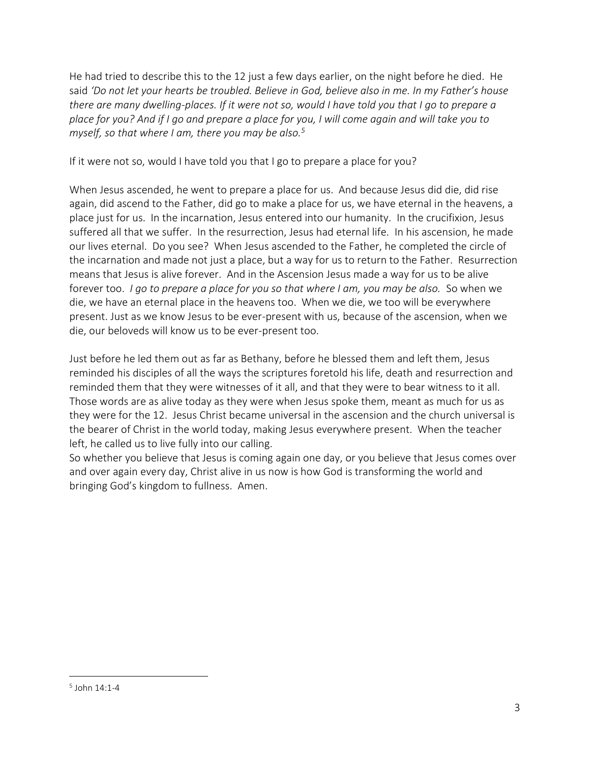He had tried to describe this to the 12 just a few days earlier, on the night before he died. He said *'Do not let your hearts be troubled. Believe in God, believe also in me. In my Father's house there are many dwelling-places. If it were not so, would I have told you that I go to prepare a place for you? And if I go and prepare a place for you, I will come again and will take you to myself, so that where I am, there you may be also.*[5]

If it were not so, would I have told you that I go to prepare a place for you?

When Jesus ascended, he went to prepare a place for us. And because Jesus did die, did rise again, did ascend to the Father, did go to make a place for us, we have eternal in the heavens, a place just for us. In the incarnation, Jesus entered into our humanity. In the crucifixion, Jesus suffered all that we suffer. In the resurrection, Jesus had eternal life. In his ascension, he made our lives eternal. Do you see? When Jesus ascended to the Father, he completed the circle of the incarnation and made not just a place, but a way for us to return to the Father. Resurrection means that Jesus is alive forever. And in the Ascension Jesus made a way for us to be alive forever too. *I go to prepare a place for you so that where I am, you may be also.* So when we die, we have an eternal place in the heavens too. When we die, we too will be everywhere present. Just as we know Jesus to be ever-present with us, because of the ascension, when we die, our beloveds will know us to be ever-present too.

Just before he led them out as far as Bethany, before he blessed them and left them, Jesus reminded his disciples of all the ways the scriptures foretold his life, death and resurrection and reminded them that they were witnesses of it all, and that they were to bear witness to it all. Those words are as alive today as they were when Jesus spoke them, meant as much for us as they were for the 12. Jesus Christ became universal in the ascension and the church universal is the bearer of Christ in the world today, making Jesus everywhere present. When the teacher left, he called us to live fully into our calling.

So whether you believe that Jesus is coming again one day, or you believe that Jesus comes over and over again every day, Christ alive in us now is how God is transforming the world and bringing God's kingdom to fullness. Amen.

---

[5] John 14:1-4